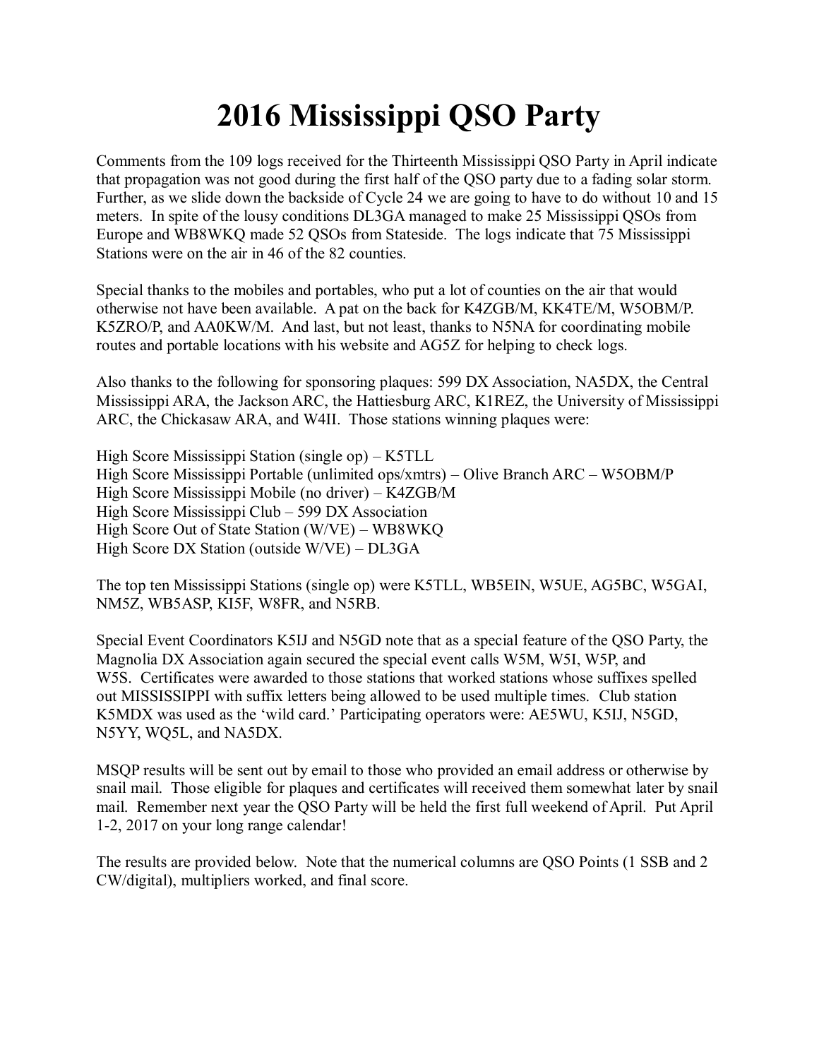# 2016 Mississippi QSO Party

Comments from the 109 logs received for the Thirteenth Mississippi QSO Party in April indicate that propagation was not good during the first half of the QSO party due to a fading solar storm. Further, as we slide down the backside of Cycle 24 we are going to have to do without 10 and 15 meters. In spite of the lousy conditions DL3GA managed to make 25 Mississippi QSOs from Europe and WB8WKQ made 52 QSOs from Stateside. The logs indicate that 75 Mississippi Stations were on the air in 46 of the 82 counties.

Special thanks to the mobiles and portables, who put a lot of counties on the air that would otherwise not have been available. A pat on the back for K4ZGB/M, KK4TE/M, W5OBM/P. K5ZRO/P, and AA0KW/M. And last, but not least, thanks to N5NA for coordinating mobile routes and portable locations with his website and AG5Z for helping to check logs.

Also thanks to the following for sponsoring plaques: 599 DX Association, NA5DX, the Central Mississippi ARA, the Jackson ARC, the Hattiesburg ARC, K1REZ, the University of Mississippi ARC, the Chickasaw ARA, and W4II. Those stations winning plaques were:

High Score Mississippi Station (single op) – K5TLL
High Score Mississippi Portable (unlimited ops/xmtrs) – Olive Branch ARC – W5OBM/P
High Score Mississippi Mobile (no driver) – K4ZGB/M
High Score Mississippi Club – 599 DX Association
High Score Out of State Station (W/VE) – WB8WKQ
High Score DX Station (outside W/VE) – DL3GA

The top ten Mississippi Stations (single op) were K5TLL, WB5EIN, W5UE, AG5BC, W5GAI, NM5Z, WB5ASP, KI5F, W8FR, and N5RB.

Special Event Coordinators K5IJ and N5GD note that as a special feature of the QSO Party, the Magnolia DX Association again secured the special event calls W5M, W5I, W5P, and W5S. Certificates were awarded to those stations that worked stations whose suffixes spelled out MISSISSIPPI with suffix letters being allowed to be used multiple times. Club station K5MDX was used as the 'wild card.' Participating operators were: AE5WU, K5IJ, N5GD, N5YY, WQ5L, and NA5DX.

MSQP results will be sent out by email to those who provided an email address or otherwise by snail mail. Those eligible for plaques and certificates will received them somewhat later by snail mail. Remember next year the QSO Party will be held the first full weekend of April. Put April 1-2, 2017 on your long range calendar!

The results are provided below. Note that the numerical columns are QSO Points (1 SSB and 2 CW/digital), multipliers worked, and final score.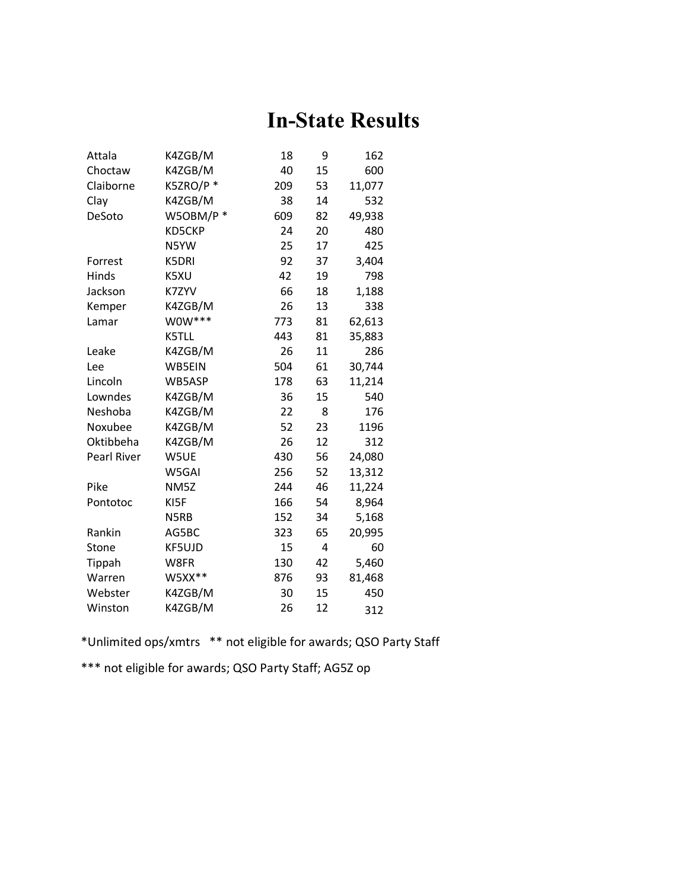# In-State Results

| County | Call | QSOs | Mults | Score |
|---|---|---|---|---|
| Attala | K4ZGB/M | 18 | 9 | 162 |
| Choctaw | K4ZGB/M | 40 | 15 | 600 |
| Claiborne | K5ZRO/P * | 209 | 53 | 11,077 |
| Clay | K4ZGB/M | 38 | 14 | 532 |
| DeSoto | W5OBM/P * | 609 | 82 | 49,938 |
| | KD5CKP | 24 | 20 | 480 |
| | N5YW | 25 | 17 | 425 |
| Forrest | K5DRI | 92 | 37 | 3,404 |
| Hinds | K5XU | 42 | 19 | 798 |
| Jackson | K7ZYV | 66 | 18 | 1,188 |
| Kemper | K4ZGB/M | 26 | 13 | 338 |
| Lamar | W0W*** | 773 | 81 | 62,613 |
| | K5TLL | 443 | 81 | 35,883 |
| Leake | K4ZGB/M | 26 | 11 | 286 |
| Lee | WB5EIN | 504 | 61 | 30,744 |
| Lincoln | WB5ASP | 178 | 63 | 11,214 |
| Lowndes | K4ZGB/M | 36 | 15 | 540 |
| Neshoba | K4ZGB/M | 22 | 8 | 176 |
| Noxubee | K4ZGB/M | 52 | 23 | 1196 |
| Oktibbeha | K4ZGB/M | 26 | 12 | 312 |
| Pearl River | W5UE | 430 | 56 | 24,080 |
| | W5GAI | 256 | 52 | 13,312 |
| Pike | NM5Z | 244 | 46 | 11,224 |
| Pontotoc | KI5F | 166 | 54 | 8,964 |
| | N5RB | 152 | 34 | 5,168 |
| Rankin | AG5BC | 323 | 65 | 20,995 |
| Stone | KF5UJD | 15 | 4 | 60 |
| Tippah | W8FR | 130 | 42 | 5,460 |
| Warren | W5XX** | 876 | 93 | 81,468 |
| Webster | K4ZGB/M | 30 | 15 | 450 |
| Winston | K4ZGB/M | 26 | 12 | 312 |

*Unlimited ops/xmtrs ** not eligible for awards; QSO Party Staff

*** not eligible for awards; QSO Party Staff; AG5Z op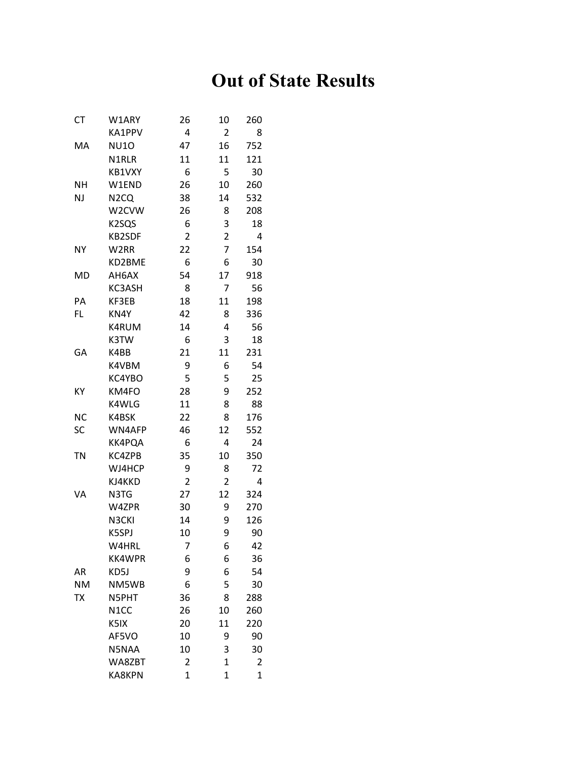# Out of State Results

| | | | | |
|---|---|---|---|---|
| CT | W1ARY | 26 | 10 | 260 |
| | KA1PPV | 4 | 2 | 8 |
| MA | NU1O | 47 | 16 | 752 |
| | N1RLR | 11 | 11 | 121 |
| | KB1VXY | 6 | 5 | 30 |
| NH | W1END | 26 | 10 | 260 |
| NJ | N2CQ | 38 | 14 | 532 |
| | W2CVW | 26 | 8 | 208 |
| | K2SQS | 6 | 3 | 18 |
| | KB2SDF | 2 | 2 | 4 |
| NY | W2RR | 22 | 7 | 154 |
| | KD2BME | 6 | 6 | 30 |
| MD | AH6AX | 54 | 17 | 918 |
| | KC3ASH | 8 | 7 | 56 |
| PA | KF3EB | 18 | 11 | 198 |
| FL | KN4Y | 42 | 8 | 336 |
| | K4RUM | 14 | 4 | 56 |
| | K3TW | 6 | 3 | 18 |
| GA | K4BB | 21 | 11 | 231 |
| | K4VBM | 9 | 6 | 54 |
| | KC4YBO | 5 | 5 | 25 |
| KY | KM4FO | 28 | 9 | 252 |
| | K4WLG | 11 | 8 | 88 |
| NC | K4BSK | 22 | 8 | 176 |
| SC | WN4AFP | 46 | 12 | 552 |
| | KK4PQA | 6 | 4 | 24 |
| TN | KC4ZPB | 35 | 10 | 350 |
| | WJ4HCP | 9 | 8 | 72 |
| | KJ4KKD | 2 | 2 | 4 |
| VA | N3TG | 27 | 12 | 324 |
| | W4ZPR | 30 | 9 | 270 |
| | N3CKI | 14 | 9 | 126 |
| | K5SPJ | 10 | 9 | 90 |
| | W4HRL | 7 | 6 | 42 |
| | KK4WPR | 6 | 6 | 36 |
| AR | KD5J | 9 | 6 | 54 |
| NM | NM5WB | 6 | 5 | 30 |
| TX | N5PHT | 36 | 8 | 288 |
| | N1CC | 26 | 10 | 260 |
| | K5IX | 20 | 11 | 220 |
| | AF5VO | 10 | 9 | 90 |
| | N5NAA | 10 | 3 | 30 |
| | WA8ZBT | 2 | 1 | 2 |
| | KA8KPN | 1 | 1 | 1 |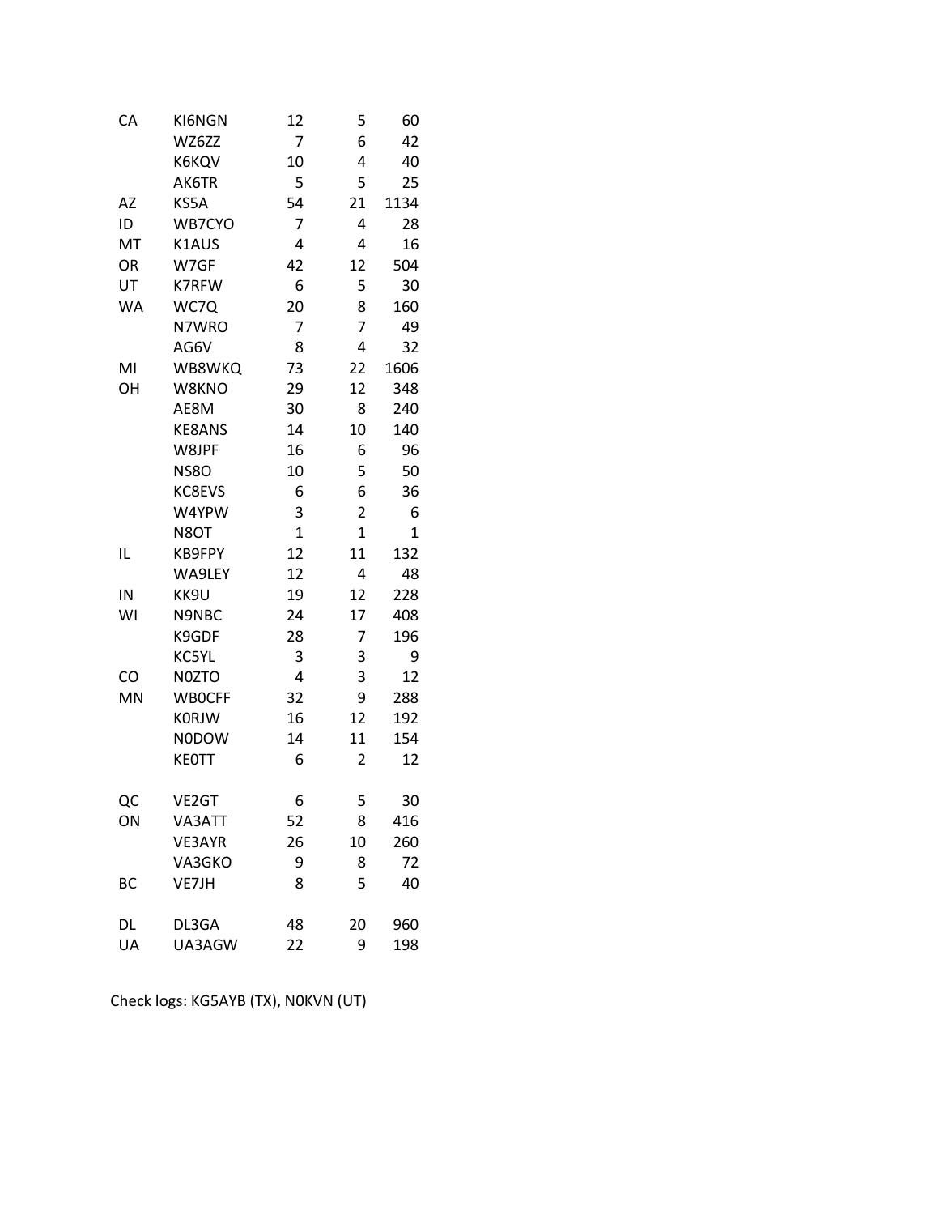| | | | | |
|---|---|---|---|---|
| CA | KI6NGN | 12 | 5 | 60 |
| | WZ6ZZ | 7 | 6 | 42 |
| | K6KQV | 10 | 4 | 40 |
| | AK6TR | 5 | 5 | 25 |
| AZ | KS5A | 54 | 21 | 1134 |
| ID | WB7CYO | 7 | 4 | 28 |
| MT | K1AUS | 4 | 4 | 16 |
| OR | W7GF | 42 | 12 | 504 |
| UT | K7RFW | 6 | 5 | 30 |
| WA | WC7Q | 20 | 8 | 160 |
| | N7WRO | 7 | 7 | 49 |
| | AG6V | 8 | 4 | 32 |
| MI | WB8WKQ | 73 | 22 | 1606 |
| OH | W8KNO | 29 | 12 | 348 |
| | AE8M | 30 | 8 | 240 |
| | KE8ANS | 14 | 10 | 140 |
| | W8JPF | 16 | 6 | 96 |
| | NS8O | 10 | 5 | 50 |
| | KC8EVS | 6 | 6 | 36 |
| | W4YPW | 3 | 2 | 6 |
| | N8OT | 1 | 1 | 1 |
| IL | KB9FPY | 12 | 11 | 132 |
| | WA9LEY | 12 | 4 | 48 |
| IN | KK9U | 19 | 12 | 228 |
| WI | N9NBC | 24 | 17 | 408 |
| | K9GDF | 28 | 7 | 196 |
| | KC5YL | 3 | 3 | 9 |
| CO | N0ZTO | 4 | 3 | 12 |
| MN | WB0CFF | 32 | 9 | 288 |
| | K0RJW | 16 | 12 | 192 |
| | N0DOW | 14 | 11 | 154 |
| | KE0TT | 6 | 2 | 12 |
| | | | | |
| QC | VE2GT | 6 | 5 | 30 |
| ON | VA3ATT | 52 | 8 | 416 |
| | VE3AYR | 26 | 10 | 260 |
| | VA3GKO | 9 | 8 | 72 |
| BC | VE7JH | 8 | 5 | 40 |
| | | | | |
| DL | DL3GA | 48 | 20 | 960 |
| UA | UA3AGW | 22 | 9 | 198 |

Check logs: KG5AYB (TX), N0KVN (UT)